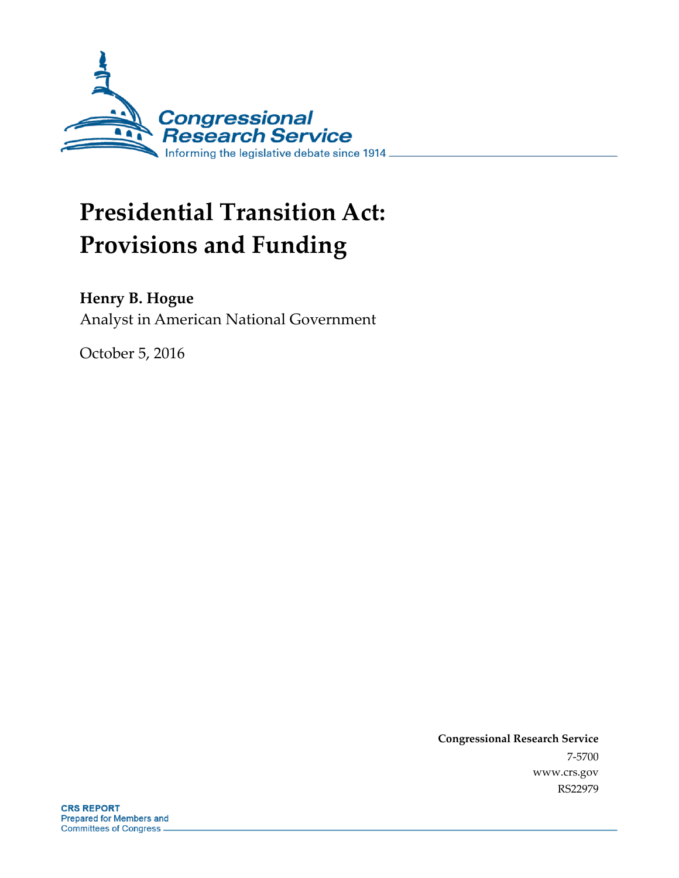Congressional Research Service

Informing the legislative debate since 1914

# Presidential Transition Act: Provisions and Funding

**Henry B. Hogue**

Analyst in American National Government

October 5, 2016

**Congressional Research Service**

7-5700

www.crs.gov

RS22979

**CRS REPORT**

Prepared for Members and Committees of Congress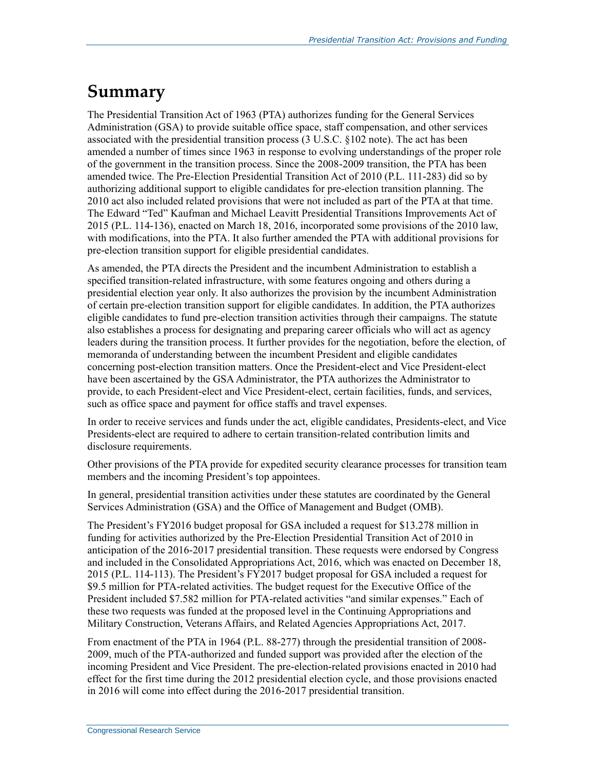# Summary

The Presidential Transition Act of 1963 (PTA) authorizes funding for the General Services Administration (GSA) to provide suitable office space, staff compensation, and other services associated with the presidential transition process (3 U.S.C. §102 note). The act has been amended a number of times since 1963 in response to evolving understandings of the proper role of the government in the transition process. Since the 2008-2009 transition, the PTA has been amended twice. The Pre-Election Presidential Transition Act of 2010 (P.L. 111-283) did so by authorizing additional support to eligible candidates for pre-election transition planning. The 2010 act also included related provisions that were not included as part of the PTA at that time. The Edward "Ted" Kaufman and Michael Leavitt Presidential Transitions Improvements Act of 2015 (P.L. 114-136), enacted on March 18, 2016, incorporated some provisions of the 2010 law, with modifications, into the PTA. It also further amended the PTA with additional provisions for pre-election transition support for eligible presidential candidates.

As amended, the PTA directs the President and the incumbent Administration to establish a specified transition-related infrastructure, with some features ongoing and others during a presidential election year only. It also authorizes the provision by the incumbent Administration of certain pre-election transition support for eligible candidates. In addition, the PTA authorizes eligible candidates to fund pre-election transition activities through their campaigns. The statute also establishes a process for designating and preparing career officials who will act as agency leaders during the transition process. It further provides for the negotiation, before the election, of memoranda of understanding between the incumbent President and eligible candidates concerning post-election transition matters. Once the President-elect and Vice President-elect have been ascertained by the GSA Administrator, the PTA authorizes the Administrator to provide, to each President-elect and Vice President-elect, certain facilities, funds, and services, such as office space and payment for office staffs and travel expenses.

In order to receive services and funds under the act, eligible candidates, Presidents-elect, and Vice Presidents-elect are required to adhere to certain transition-related contribution limits and disclosure requirements.

Other provisions of the PTA provide for expedited security clearance processes for transition team members and the incoming President's top appointees.

In general, presidential transition activities under these statutes are coordinated by the General Services Administration (GSA) and the Office of Management and Budget (OMB).

The President's FY2016 budget proposal for GSA included a request for $13.278 million in funding for activities authorized by the Pre-Election Presidential Transition Act of 2010 in anticipation of the 2016-2017 presidential transition. These requests were endorsed by Congress and included in the Consolidated Appropriations Act, 2016, which was enacted on December 18, 2015 (P.L. 114-113). The President's FY2017 budget proposal for GSA included a request for $9.5 million for PTA-related activities. The budget request for the Executive Office of the President included $7.582 million for PTA-related activities "and similar expenses." Each of these two requests was funded at the proposed level in the Continuing Appropriations and Military Construction, Veterans Affairs, and Related Agencies Appropriations Act, 2017.

From enactment of the PTA in 1964 (P.L. 88-277) through the presidential transition of 2008-2009, much of the PTA-authorized and funded support was provided after the election of the incoming President and Vice President. The pre-election-related provisions enacted in 2010 had effect for the first time during the 2012 presidential election cycle, and those provisions enacted in 2016 will come into effect during the 2016-2017 presidential transition.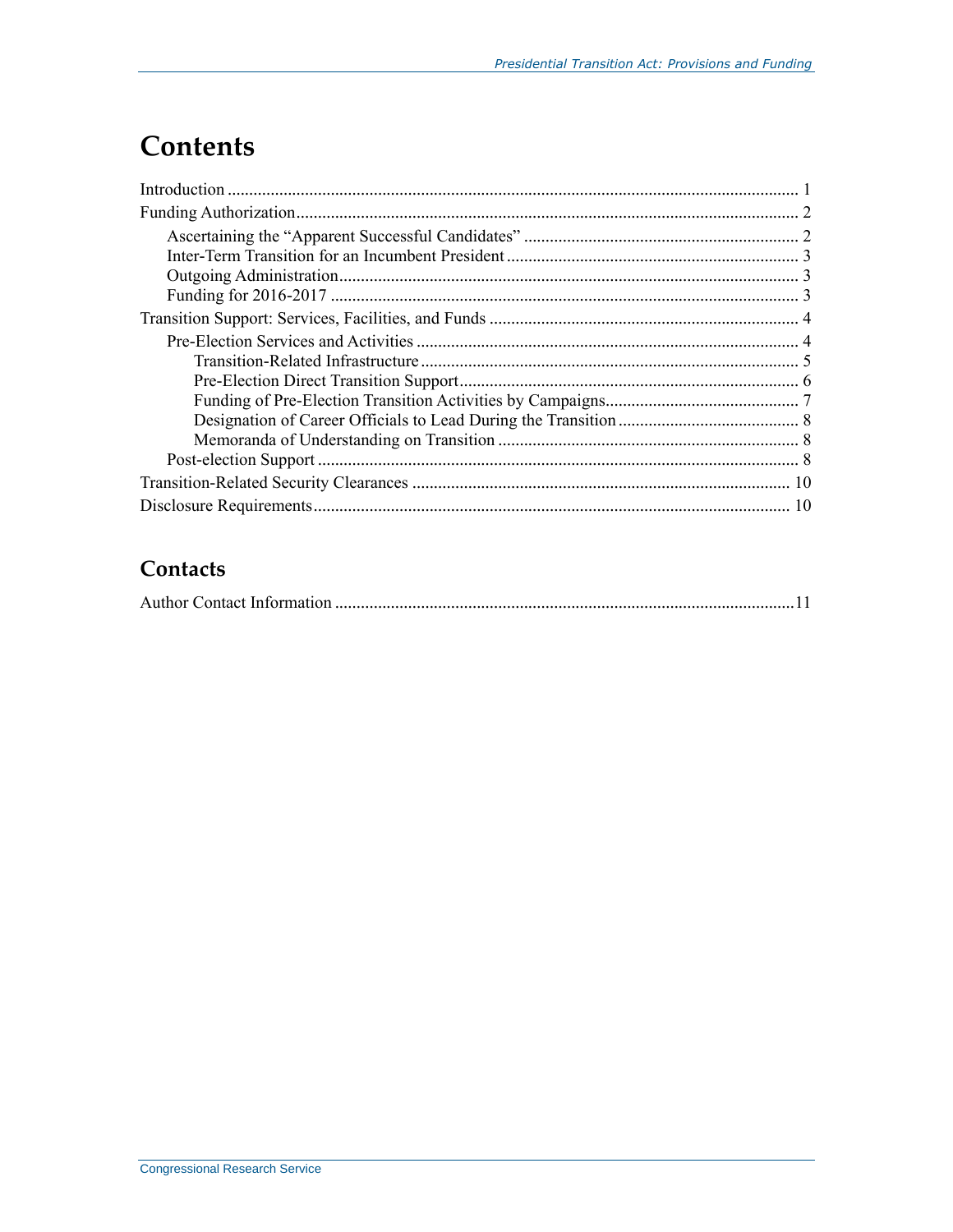# Contents

Introduction ..................................................................................................................... 1

Funding Authorization ..................................................................................................... 2

- Ascertaining the "Apparent Successful Candidates" ................................................................ 2
- Inter-Term Transition for an Incumbent President .................................................................... 3
- Outgoing Administration .......................................................................................................... 3
- Funding for 2016-2017 ............................................................................................................ 3

Transition Support: Services, Facilities, and Funds ........................................................................ 4

- Pre-Election Services and Activities ......................................................................................... 4
  - Transition-Related Infrastructure ........................................................................................ 5
  - Pre-Election Direct Transition Support ............................................................................... 6
  - Funding of Pre-Election Transition Activities by Campaigns ............................................. 7
  - Designation of Career Officials to Lead During the Transition .......................................... 8
  - Memoranda of Understanding on Transition ...................................................................... 8
- Post-election Support ................................................................................................................ 8

Transition-Related Security Clearances ........................................................................................ 10

Disclosure Requirements .............................................................................................................. 10

## Contacts

Author Contact Information ..........................................................................................................11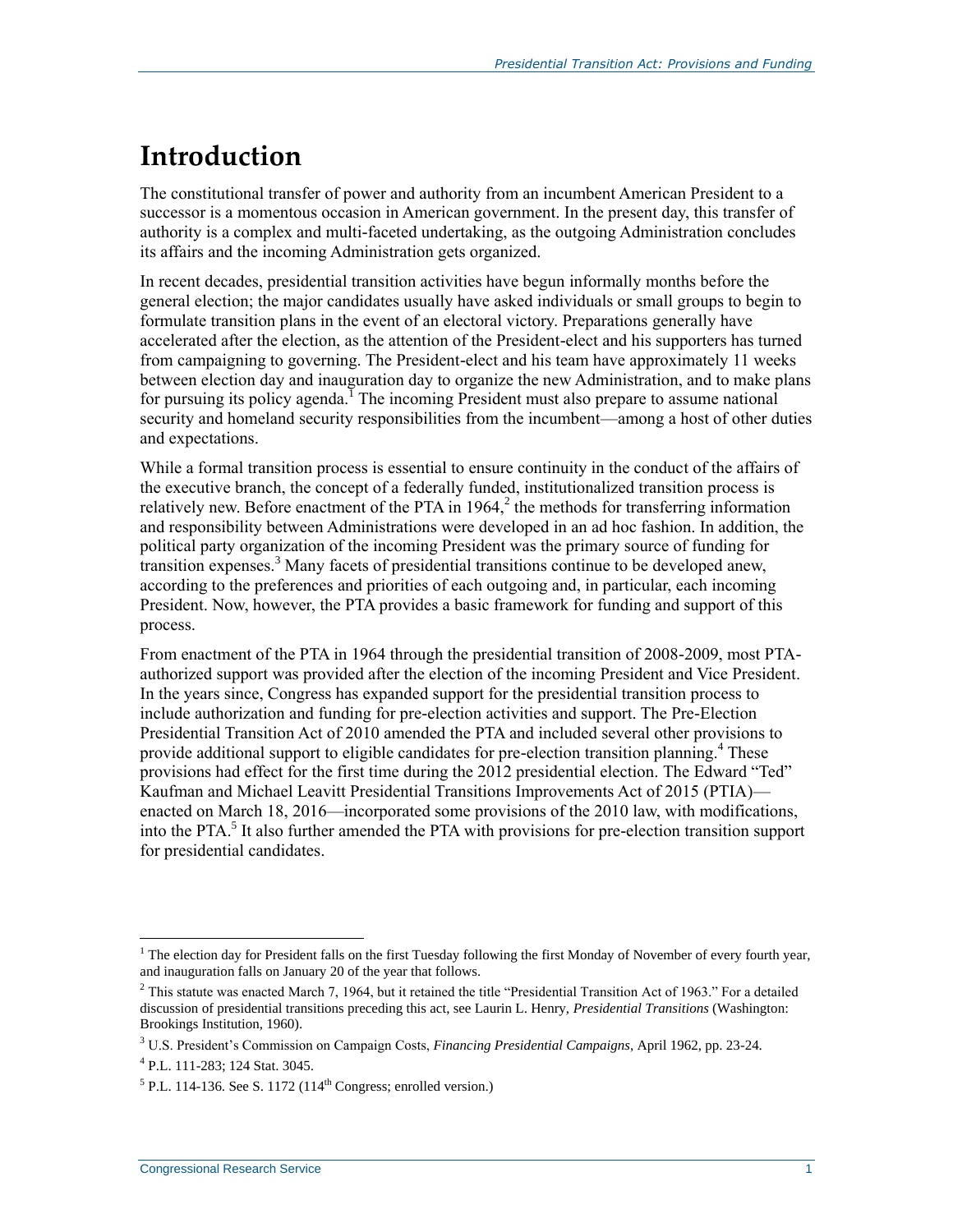# Introduction

The constitutional transfer of power and authority from an incumbent American President to a successor is a momentous occasion in American government. In the present day, this transfer of authority is a complex and multi-faceted undertaking, as the outgoing Administration concludes its affairs and the incoming Administration gets organized.

In recent decades, presidential transition activities have begun informally months before the general election; the major candidates usually have asked individuals or small groups to begin to formulate transition plans in the event of an electoral victory. Preparations generally have accelerated after the election, as the attention of the President-elect and his supporters has turned from campaigning to governing. The President-elect and his team have approximately 11 weeks between election day and inauguration day to organize the new Administration, and to make plans for pursuing its policy agenda.[1] The incoming President must also prepare to assume national security and homeland security responsibilities from the incumbent—among a host of other duties and expectations.

While a formal transition process is essential to ensure continuity in the conduct of the affairs of the executive branch, the concept of a federally funded, institutionalized transition process is relatively new. Before enactment of the PTA in 1964,[2] the methods for transferring information and responsibility between Administrations were developed in an ad hoc fashion. In addition, the political party organization of the incoming President was the primary source of funding for transition expenses.[3] Many facets of presidential transitions continue to be developed anew, according to the preferences and priorities of each outgoing and, in particular, each incoming President. Now, however, the PTA provides a basic framework for funding and support of this process.

From enactment of the PTA in 1964 through the presidential transition of 2008-2009, most PTA-authorized support was provided after the election of the incoming President and Vice President. In the years since, Congress has expanded support for the presidential transition process to include authorization and funding for pre-election activities and support. The Pre-Election Presidential Transition Act of 2010 amended the PTA and included several other provisions to provide additional support to eligible candidates for pre-election transition planning.[4] These provisions had effect for the first time during the 2012 presidential election. The Edward "Ted" Kaufman and Michael Leavitt Presidential Transitions Improvements Act of 2015 (PTIA)—enacted on March 18, 2016—incorporated some provisions of the 2010 law, with modifications, into the PTA.[5] It also further amended the PTA with provisions for pre-election transition support for presidential candidates.

---

[1] The election day for President falls on the first Tuesday following the first Monday of November of every fourth year, and inauguration falls on January 20 of the year that follows.

[2] This statute was enacted March 7, 1964, but it retained the title "Presidential Transition Act of 1963." For a detailed discussion of presidential transitions preceding this act, see Laurin L. Henry, *Presidential Transitions* (Washington: Brookings Institution, 1960).

[3] U.S. President's Commission on Campaign Costs, *Financing Presidential Campaigns*, April 1962, pp. 23-24.

[4] P.L. 111-283; 124 Stat. 3045.

[5] P.L. 114-136. See S. 1172 (114th Congress; enrolled version.)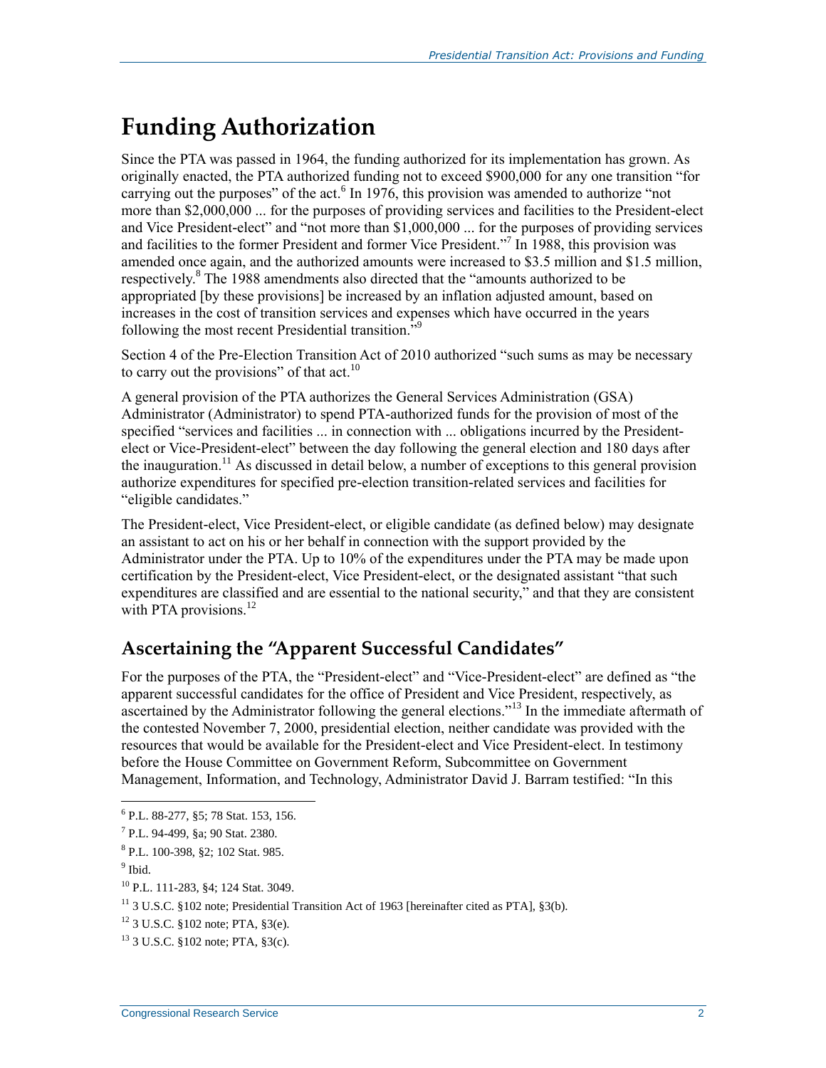# Funding Authorization

Since the PTA was passed in 1964, the funding authorized for its implementation has grown. As originally enacted, the PTA authorized funding not to exceed $900,000 for any one transition "for carrying out the purposes" of the act.[6] In 1976, this provision was amended to authorize "not more than $2,000,000 ... for the purposes of providing services and facilities to the President-elect and Vice President-elect" and "not more than $1,000,000 ... for the purposes of providing services and facilities to the former President and former Vice President."[7] In 1988, this provision was amended once again, and the authorized amounts were increased to $3.5 million and $1.5 million, respectively.[8] The 1988 amendments also directed that the "amounts authorized to be appropriated [by these provisions] be increased by an inflation adjusted amount, based on increases in the cost of transition services and expenses which have occurred in the years following the most recent Presidential transition."[9]

Section 4 of the Pre-Election Transition Act of 2010 authorized "such sums as may be necessary to carry out the provisions" of that act.[10]

A general provision of the PTA authorizes the General Services Administration (GSA) Administrator (Administrator) to spend PTA-authorized funds for the provision of most of the specified "services and facilities ... in connection with ... obligations incurred by the President-elect or Vice-President-elect" between the day following the general election and 180 days after the inauguration.[11] As discussed in detail below, a number of exceptions to this general provision authorize expenditures for specified pre-election transition-related services and facilities for "eligible candidates."

The President-elect, Vice President-elect, or eligible candidate (as defined below) may designate an assistant to act on his or her behalf in connection with the support provided by the Administrator under the PTA. Up to 10% of the expenditures under the PTA may be made upon certification by the President-elect, Vice President-elect, or the designated assistant "that such expenditures are classified and are essential to the national security," and that they are consistent with PTA provisions.[12]

## Ascertaining the "Apparent Successful Candidates"

For the purposes of the PTA, the "President-elect" and "Vice-President-elect" are defined as "the apparent successful candidates for the office of President and Vice President, respectively, as ascertained by the Administrator following the general elections."[13] In the immediate aftermath of the contested November 7, 2000, presidential election, neither candidate was provided with the resources that would be available for the President-elect and Vice President-elect. In testimony before the House Committee on Government Reform, Subcommittee on Government Management, Information, and Technology, Administrator David J. Barram testified: "In this

---

[6] P.L. 88-277, §5; 78 Stat. 153, 156.

[7] P.L. 94-499, §a; 90 Stat. 2380.

[8] P.L. 100-398, §2; 102 Stat. 985.

[9] Ibid.

[10] P.L. 111-283, §4; 124 Stat. 3049.

[11] 3 U.S.C. §102 note; Presidential Transition Act of 1963 [hereinafter cited as PTA], §3(b).

[12] 3 U.S.C. §102 note; PTA, §3(e).

[13] 3 U.S.C. §102 note; PTA, §3(c).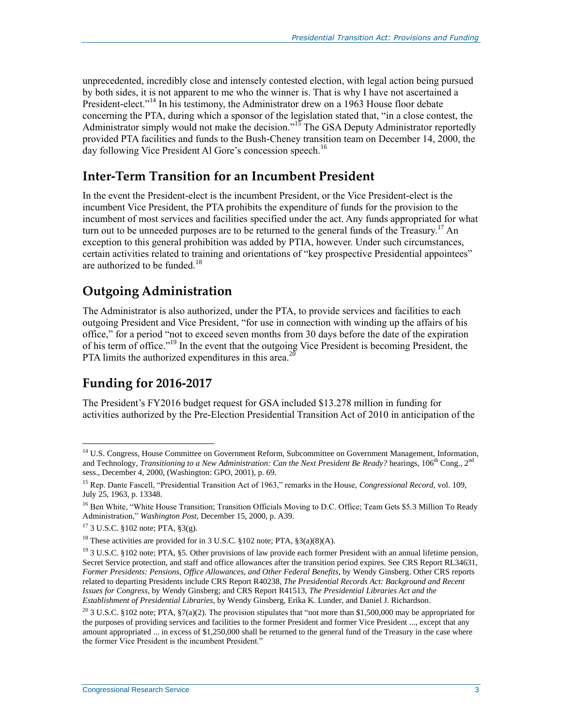unprecedented, incredibly close and intensely contested election, with legal action being pursued by both sides, it is not apparent to me who the winner is. That is why I have not ascertained a President-elect."[14] In his testimony, the Administrator drew on a 1963 House floor debate concerning the PTA, during which a sponsor of the legislation stated that, "in a close contest, the Administrator simply would not make the decision."[15] The GSA Deputy Administrator reportedly provided PTA facilities and funds to the Bush-Cheney transition team on December 14, 2000, the day following Vice President Al Gore's concession speech.[16]

## Inter-Term Transition for an Incumbent President

In the event the President-elect is the incumbent President, or the Vice President-elect is the incumbent Vice President, the PTA prohibits the expenditure of funds for the provision to the incumbent of most services and facilities specified under the act. Any funds appropriated for what turn out to be unneeded purposes are to be returned to the general funds of the Treasury.[17] An exception to this general prohibition was added by PTIA, however. Under such circumstances, certain activities related to training and orientations of "key prospective Presidential appointees" are authorized to be funded.[18]

## Outgoing Administration

The Administrator is also authorized, under the PTA, to provide services and facilities to each outgoing President and Vice President, "for use in connection with winding up the affairs of his office," for a period "not to exceed seven months from 30 days before the date of the expiration of his term of office."[19] In the event that the outgoing Vice President is becoming President, the PTA limits the authorized expenditures in this area.[20]

## Funding for 2016-2017

The President's FY2016 budget request for GSA included $13.278 million in funding for activities authorized by the Pre-Election Presidential Transition Act of 2010 in anticipation of the

---

[14] U.S. Congress, House Committee on Government Reform, Subcommittee on Government Management, Information, and Technology, *Transitioning to a New Administration: Can the Next President Be Ready?* hearings, 106th Cong., 2nd sess., December 4, 2000, (Washington: GPO, 2001), p. 69.

[15] Rep. Dante Fascell, "Presidential Transition Act of 1963," remarks in the House, *Congressional Record*, vol. 109, July 25, 1963, p. 13348.

[16] Ben White, "White House Transition; Transition Officials Moving to D.C. Office; Team Gets $5.3 Million To Ready Administration," *Washington Post*, December 15, 2000, p. A39.

[17] 3 U.S.C. §102 note; PTA, §3(g).

[18] These activities are provided for in 3 U.S.C. §102 note; PTA, §3(a)(8)(A).

[19] 3 U.S.C. §102 note; PTA, §5. Other provisions of law provide each former President with an annual lifetime pension, Secret Service protection, and staff and office allowances after the transition period expires. See CRS Report RL34631, *Former Presidents: Pensions, Office Allowances, and Other Federal Benefits*, by Wendy Ginsberg. Other CRS reports related to departing Presidents include CRS Report R40238, *The Presidential Records Act: Background and Recent Issues for Congress*, by Wendy Ginsberg; and CRS Report R41513, *The Presidential Libraries Act and the Establishment of Presidential Libraries*, by Wendy Ginsberg, Erika K. Lunder, and Daniel J. Richardson.

[20] 3 U.S.C. §102 note; PTA, §7(a)(2). The provision stipulates that "not more than $1,500,000 may be appropriated for the purposes of providing services and facilities to the former President and former Vice President ..., except that any amount appropriated ... in excess of $1,250,000 shall be returned to the general fund of the Treasury in the case where the former Vice President is the incumbent President."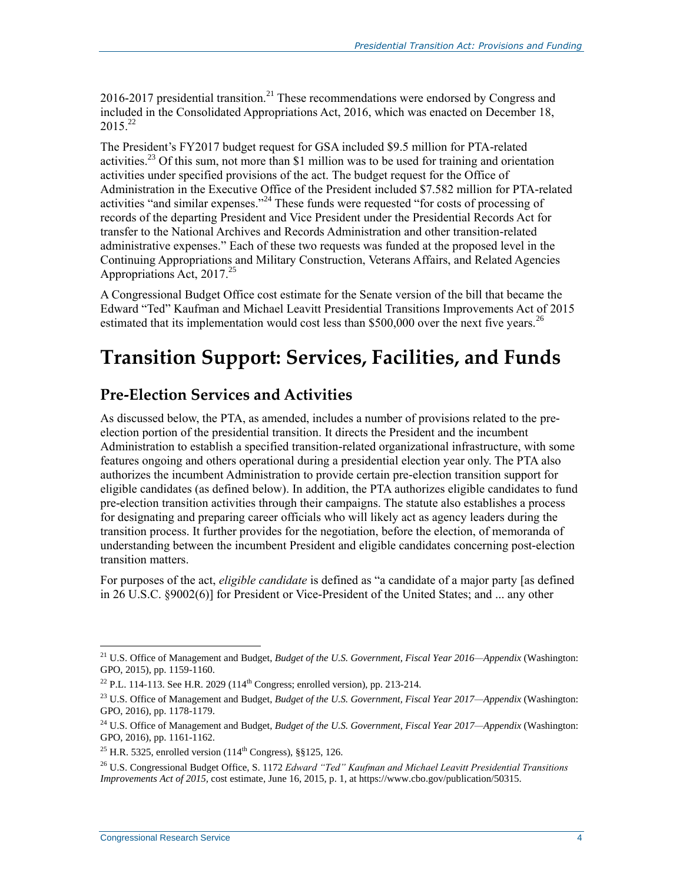2016-2017 presidential transition.[21] These recommendations were endorsed by Congress and included in the Consolidated Appropriations Act, 2016, which was enacted on December 18, 2015.[22]

The President's FY2017 budget request for GSA included $9.5 million for PTA-related activities.[23] Of this sum, not more than $1 million was to be used for training and orientation activities under specified provisions of the act. The budget request for the Office of Administration in the Executive Office of the President included $7.582 million for PTA-related activities "and similar expenses."[24] These funds were requested "for costs of processing of records of the departing President and Vice President under the Presidential Records Act for transfer to the National Archives and Records Administration and other transition-related administrative expenses." Each of these two requests was funded at the proposed level in the Continuing Appropriations and Military Construction, Veterans Affairs, and Related Agencies Appropriations Act, 2017.[25]

A Congressional Budget Office cost estimate for the Senate version of the bill that became the Edward "Ted" Kaufman and Michael Leavitt Presidential Transitions Improvements Act of 2015 estimated that its implementation would cost less than $500,000 over the next five years.[26]

# Transition Support: Services, Facilities, and Funds

## Pre-Election Services and Activities

As discussed below, the PTA, as amended, includes a number of provisions related to the pre-election portion of the presidential transition. It directs the President and the incumbent Administration to establish a specified transition-related organizational infrastructure, with some features ongoing and others operational during a presidential election year only. The PTA also authorizes the incumbent Administration to provide certain pre-election transition support for eligible candidates (as defined below). In addition, the PTA authorizes eligible candidates to fund pre-election transition activities through their campaigns. The statute also establishes a process for designating and preparing career officials who will likely act as agency leaders during the transition process. It further provides for the negotiation, before the election, of memoranda of understanding between the incumbent President and eligible candidates concerning post-election transition matters.

For purposes of the act, *eligible candidate* is defined as "a candidate of a major party [as defined in 26 U.S.C. §9002(6)] for President or Vice-President of the United States; and ... any other

---

[21] U.S. Office of Management and Budget, *Budget of the U.S. Government, Fiscal Year 2016—Appendix* (Washington: GPO, 2015), pp. 1159-1160.

[22] P.L. 114-113. See H.R. 2029 (114th Congress; enrolled version), pp. 213-214.

[23] U.S. Office of Management and Budget, *Budget of the U.S. Government, Fiscal Year 2017—Appendix* (Washington: GPO, 2016), pp. 1178-1179.

[24] U.S. Office of Management and Budget, *Budget of the U.S. Government, Fiscal Year 2017—Appendix* (Washington: GPO, 2016), pp. 1161-1162.

[25] H.R. 5325, enrolled version (114th Congress), §§125, 126.

[26] U.S. Congressional Budget Office, S. 1172 *Edward "Ted" Kaufman and Michael Leavitt Presidential Transitions Improvements Act of 2015*, cost estimate, June 16, 2015, p. 1, at https://www.cbo.gov/publication/50315.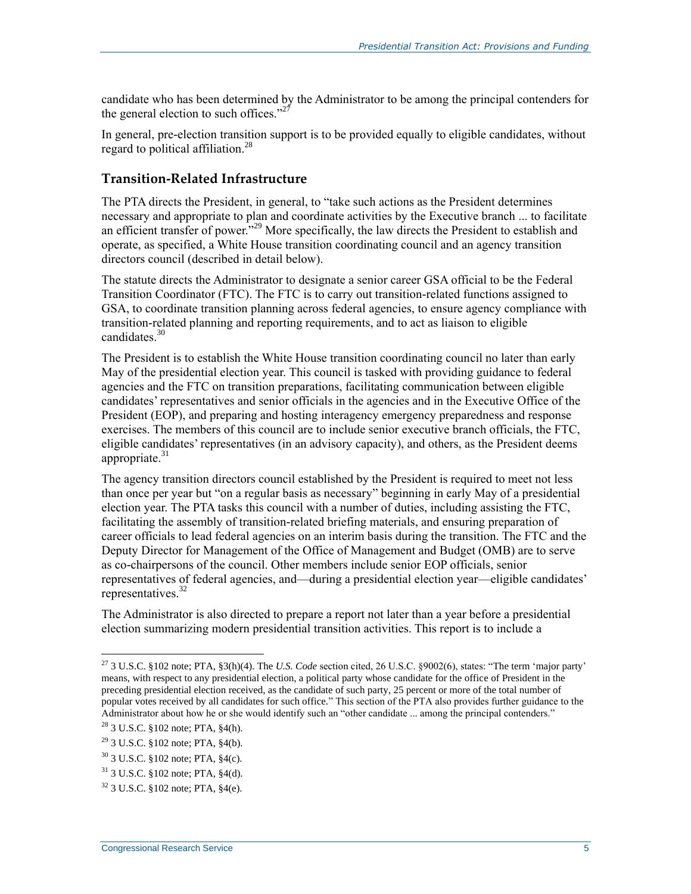candidate who has been determined by the Administrator to be among the principal contenders for the general election to such offices."[27]

In general, pre-election transition support is to be provided equally to eligible candidates, without regard to political affiliation.[28]

### Transition-Related Infrastructure

The PTA directs the President, in general, to "take such actions as the President determines necessary and appropriate to plan and coordinate activities by the Executive branch ... to facilitate an efficient transfer of power."[29] More specifically, the law directs the President to establish and operate, as specified, a White House transition coordinating council and an agency transition directors council (described in detail below).

The statute directs the Administrator to designate a senior career GSA official to be the Federal Transition Coordinator (FTC). The FTC is to carry out transition-related functions assigned to GSA, to coordinate transition planning across federal agencies, to ensure agency compliance with transition-related planning and reporting requirements, and to act as liaison to eligible candidates.[30]

The President is to establish the White House transition coordinating council no later than early May of the presidential election year. This council is tasked with providing guidance to federal agencies and the FTC on transition preparations, facilitating communication between eligible candidates' representatives and senior officials in the agencies and in the Executive Office of the President (EOP), and preparing and hosting interagency emergency preparedness and response exercises. The members of this council are to include senior executive branch officials, the FTC, eligible candidates' representatives (in an advisory capacity), and others, as the President deems appropriate.[31]

The agency transition directors council established by the President is required to meet not less than once per year but "on a regular basis as necessary" beginning in early May of a presidential election year. The PTA tasks this council with a number of duties, including assisting the FTC, facilitating the assembly of transition-related briefing materials, and ensuring preparation of career officials to lead federal agencies on an interim basis during the transition. The FTC and the Deputy Director for Management of the Office of Management and Budget (OMB) are to serve as co-chairpersons of the council. Other members include senior EOP officials, senior representatives of federal agencies, and—during a presidential election year—eligible candidates' representatives.[32]

The Administrator is also directed to prepare a report not later than a year before a presidential election summarizing modern presidential transition activities. This report is to include a

---

[27] 3 U.S.C. §102 note; PTA, §3(h)(4). The *U.S. Code* section cited, 26 U.S.C. §9002(6), states: "The term 'major party' means, with respect to any presidential election, a political party whose candidate for the office of President in the preceding presidential election received, as the candidate of such party, 25 percent or more of the total number of popular votes received by all candidates for such office." This section of the PTA also provides further guidance to the Administrator about how he or she would identify such an "other candidate ... among the principal contenders."

[28] 3 U.S.C. §102 note; PTA, §4(h).

[29] 3 U.S.C. §102 note; PTA, §4(b).

[30] 3 U.S.C. §102 note; PTA, §4(c).

[31] 3 U.S.C. §102 note; PTA, §4(d).

[32] 3 U.S.C. §102 note; PTA, §4(e).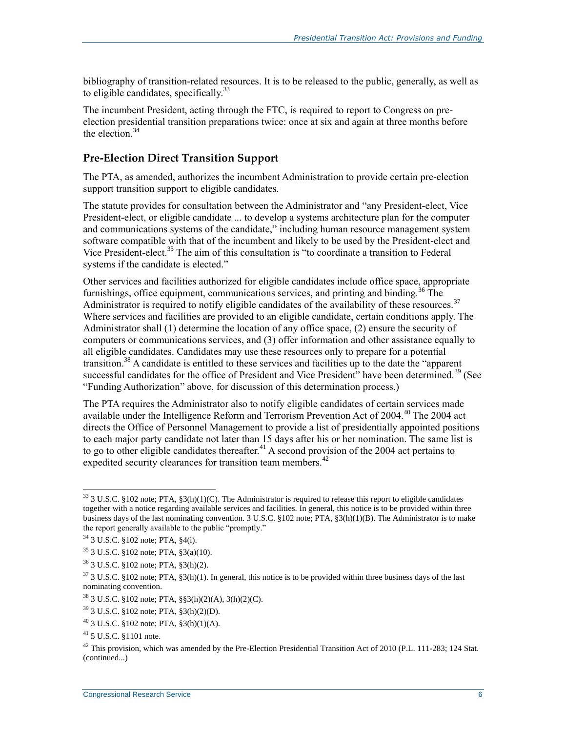bibliography of transition-related resources. It is to be released to the public, generally, as well as to eligible candidates, specifically.[33]

The incumbent President, acting through the FTC, is required to report to Congress on pre-election presidential transition preparations twice: once at six and again at three months before the election.[34]

## Pre-Election Direct Transition Support

The PTA, as amended, authorizes the incumbent Administration to provide certain pre-election support transition support to eligible candidates.

The statute provides for consultation between the Administrator and "any President-elect, Vice President-elect, or eligible candidate ... to develop a systems architecture plan for the computer and communications systems of the candidate," including human resource management system software compatible with that of the incumbent and likely to be used by the President-elect and Vice President-elect.[35] The aim of this consultation is "to coordinate a transition to Federal systems if the candidate is elected."

Other services and facilities authorized for eligible candidates include office space, appropriate furnishings, office equipment, communications services, and printing and binding.[36] The Administrator is required to notify eligible candidates of the availability of these resources.[37] Where services and facilities are provided to an eligible candidate, certain conditions apply. The Administrator shall (1) determine the location of any office space, (2) ensure the security of computers or communications services, and (3) offer information and other assistance equally to all eligible candidates. Candidates may use these resources only to prepare for a potential transition.[38] A candidate is entitled to these services and facilities up to the date the "apparent successful candidates for the office of President and Vice President" have been determined.[39] (See "Funding Authorization" above, for discussion of this determination process.)

The PTA requires the Administrator also to notify eligible candidates of certain services made available under the Intelligence Reform and Terrorism Prevention Act of 2004.[40] The 2004 act directs the Office of Personnel Management to provide a list of presidentially appointed positions to each major party candidate not later than 15 days after his or her nomination. The same list is to go to other eligible candidates thereafter.[41] A second provision of the 2004 act pertains to expedited security clearances for transition team members.[42]

---

[33] 3 U.S.C. §102 note; PTA, §3(h)(1)(C). The Administrator is required to release this report to eligible candidates together with a notice regarding available services and facilities. In general, this notice is to be provided within three business days of the last nominating convention. 3 U.S.C. §102 note; PTA, §3(h)(1)(B). The Administrator is to make the report generally available to the public "promptly."

[34] 3 U.S.C. §102 note; PTA, §4(i).

[35] 3 U.S.C. §102 note; PTA, §3(a)(10).

[36] 3 U.S.C. §102 note; PTA, §3(h)(2).

[37] 3 U.S.C. §102 note; PTA, §3(h)(1). In general, this notice is to be provided within three business days of the last nominating convention.

[38] 3 U.S.C. §102 note; PTA, §§3(h)(2)(A), 3(h)(2)(C).

[39] 3 U.S.C. §102 note; PTA, §3(h)(2)(D).

[40] 3 U.S.C. §102 note; PTA, §3(h)(1)(A).

[41] 5 U.S.C. §1101 note.

[42] This provision, which was amended by the Pre-Election Presidential Transition Act of 2010 (P.L. 111-283; 124 Stat. (continued...)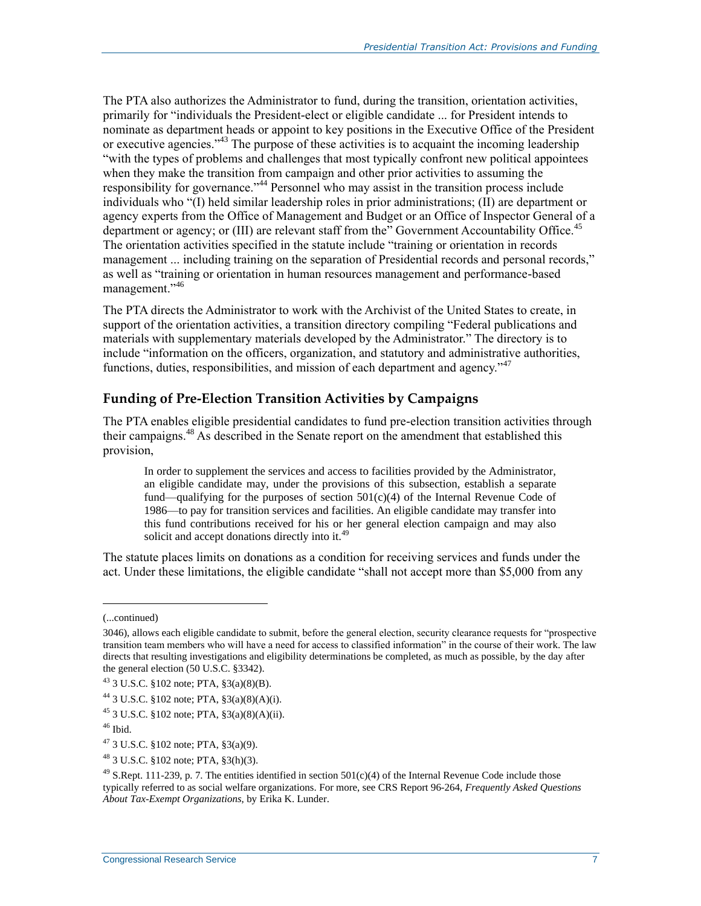The PTA also authorizes the Administrator to fund, during the transition, orientation activities, primarily for "individuals the President-elect or eligible candidate ... for President intends to nominate as department heads or appoint to key positions in the Executive Office of the President or executive agencies."[43] The purpose of these activities is to acquaint the incoming leadership "with the types of problems and challenges that most typically confront new political appointees when they make the transition from campaign and other prior activities to assuming the responsibility for governance."[44] Personnel who may assist in the transition process include individuals who "(I) held similar leadership roles in prior administrations; (II) are department or agency experts from the Office of Management and Budget or an Office of Inspector General of a department or agency; or (III) are relevant staff from the" Government Accountability Office.[45] The orientation activities specified in the statute include "training or orientation in records management ... including training on the separation of Presidential records and personal records," as well as "training or orientation in human resources management and performance-based management."[46]

The PTA directs the Administrator to work with the Archivist of the United States to create, in support of the orientation activities, a transition directory compiling "Federal publications and materials with supplementary materials developed by the Administrator." The directory is to include "information on the officers, organization, and statutory and administrative authorities, functions, duties, responsibilities, and mission of each department and agency."[47]

## Funding of Pre-Election Transition Activities by Campaigns

The PTA enables eligible presidential candidates to fund pre-election transition activities through their campaigns.[48] As described in the Senate report on the amendment that established this provision,

> In order to supplement the services and access to facilities provided by the Administrator, an eligible candidate may, under the provisions of this subsection, establish a separate fund—qualifying for the purposes of section 501(c)(4) of the Internal Revenue Code of 1986—to pay for transition services and facilities. An eligible candidate may transfer into this fund contributions received for his or her general election campaign and may also solicit and accept donations directly into it.[49]

The statute places limits on donations as a condition for receiving services and funds under the act. Under these limitations, the eligible candidate "shall not accept more than $5,000 from any

---

(...continued)

3046), allows each eligible candidate to submit, before the general election, security clearance requests for "prospective transition team members who will have a need for access to classified information" in the course of their work. The law directs that resulting investigations and eligibility determinations be completed, as much as possible, by the day after the general election (50 U.S.C. §3342).

[43] 3 U.S.C. §102 note; PTA, §3(a)(8)(B).

[44] 3 U.S.C. §102 note; PTA, §3(a)(8)(A)(i).

[45] 3 U.S.C. §102 note; PTA, §3(a)(8)(A)(ii).

[46] Ibid.

[47] 3 U.S.C. §102 note; PTA, §3(a)(9).

[48] 3 U.S.C. §102 note; PTA, §3(h)(3).

[49] S.Rept. 111-239, p. 7. The entities identified in section 501(c)(4) of the Internal Revenue Code include those typically referred to as social welfare organizations. For more, see CRS Report 96-264, *Frequently Asked Questions About Tax-Exempt Organizations*, by Erika K. Lunder.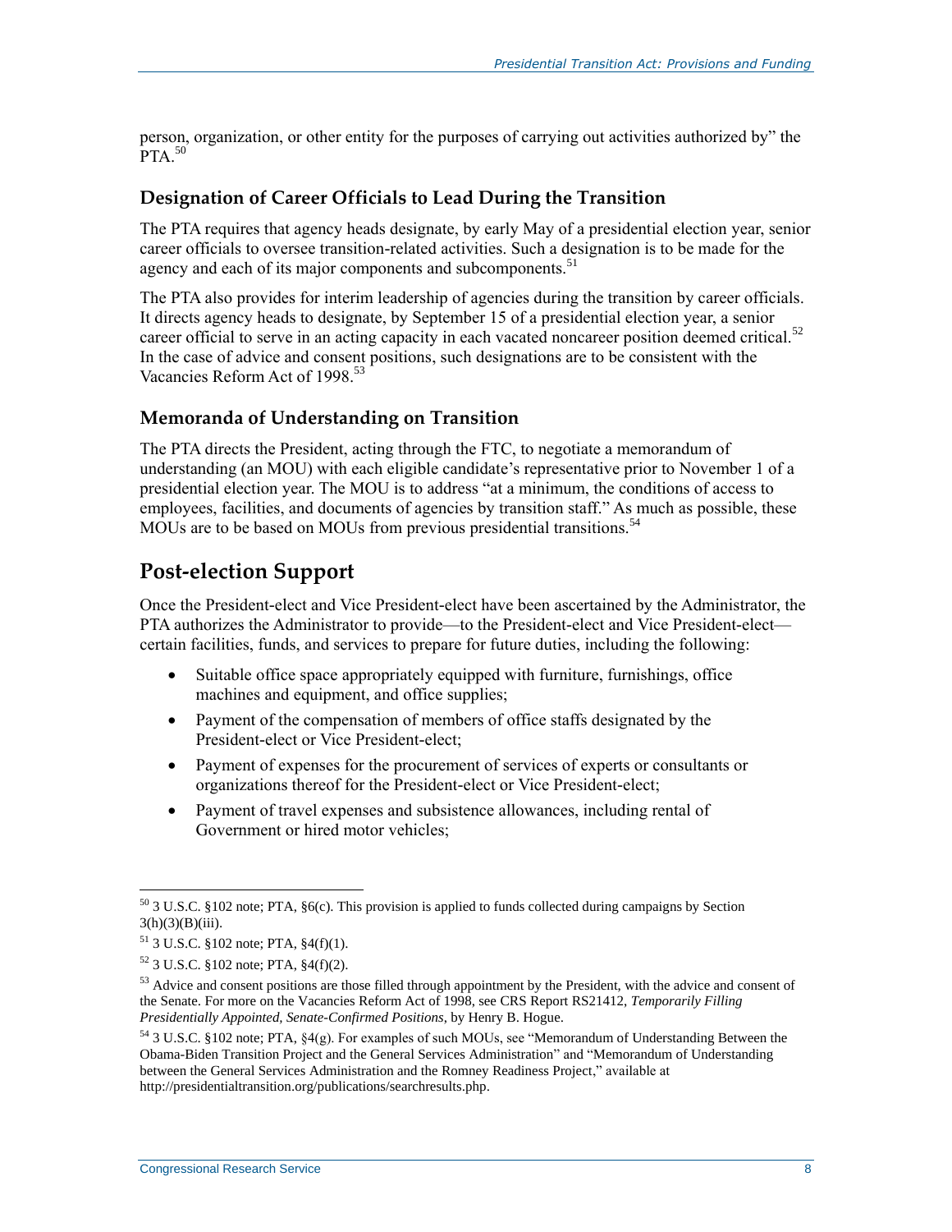person, organization, or other entity for the purposes of carrying out activities authorized by" the PTA.[50]

### Designation of Career Officials to Lead During the Transition

The PTA requires that agency heads designate, by early May of a presidential election year, senior career officials to oversee transition-related activities. Such a designation is to be made for the agency and each of its major components and subcomponents.[51]

The PTA also provides for interim leadership of agencies during the transition by career officials. It directs agency heads to designate, by September 15 of a presidential election year, a senior career official to serve in an acting capacity in each vacated noncareer position deemed critical.[52] In the case of advice and consent positions, such designations are to be consistent with the Vacancies Reform Act of 1998.[53]

### Memoranda of Understanding on Transition

The PTA directs the President, acting through the FTC, to negotiate a memorandum of understanding (an MOU) with each eligible candidate's representative prior to November 1 of a presidential election year. The MOU is to address "at a minimum, the conditions of access to employees, facilities, and documents of agencies by transition staff." As much as possible, these MOUs are to be based on MOUs from previous presidential transitions.[54]

## Post-election Support

Once the President-elect and Vice President-elect have been ascertained by the Administrator, the PTA authorizes the Administrator to provide—to the President-elect and Vice President-elect—certain facilities, funds, and services to prepare for future duties, including the following:

- Suitable office space appropriately equipped with furniture, furnishings, office machines and equipment, and office supplies;
- Payment of the compensation of members of office staffs designated by the President-elect or Vice President-elect;
- Payment of expenses for the procurement of services of experts or consultants or organizations thereof for the President-elect or Vice President-elect;
- Payment of travel expenses and subsistence allowances, including rental of Government or hired motor vehicles;

---

[50] 3 U.S.C. §102 note; PTA, §6(c). This provision is applied to funds collected during campaigns by Section 3(h)(3)(B)(iii).

[51] 3 U.S.C. §102 note; PTA, §4(f)(1).

[52] 3 U.S.C. §102 note; PTA, §4(f)(2).

[53] Advice and consent positions are those filled through appointment by the President, with the advice and consent of the Senate. For more on the Vacancies Reform Act of 1998, see CRS Report RS21412, *Temporarily Filling Presidentially Appointed, Senate-Confirmed Positions*, by Henry B. Hogue.

[54] 3 U.S.C. §102 note; PTA, §4(g). For examples of such MOUs, see "Memorandum of Understanding Between the Obama-Biden Transition Project and the General Services Administration" and "Memorandum of Understanding between the General Services Administration and the Romney Readiness Project," available at http://presidentialtransition.org/publications/searchresults.php.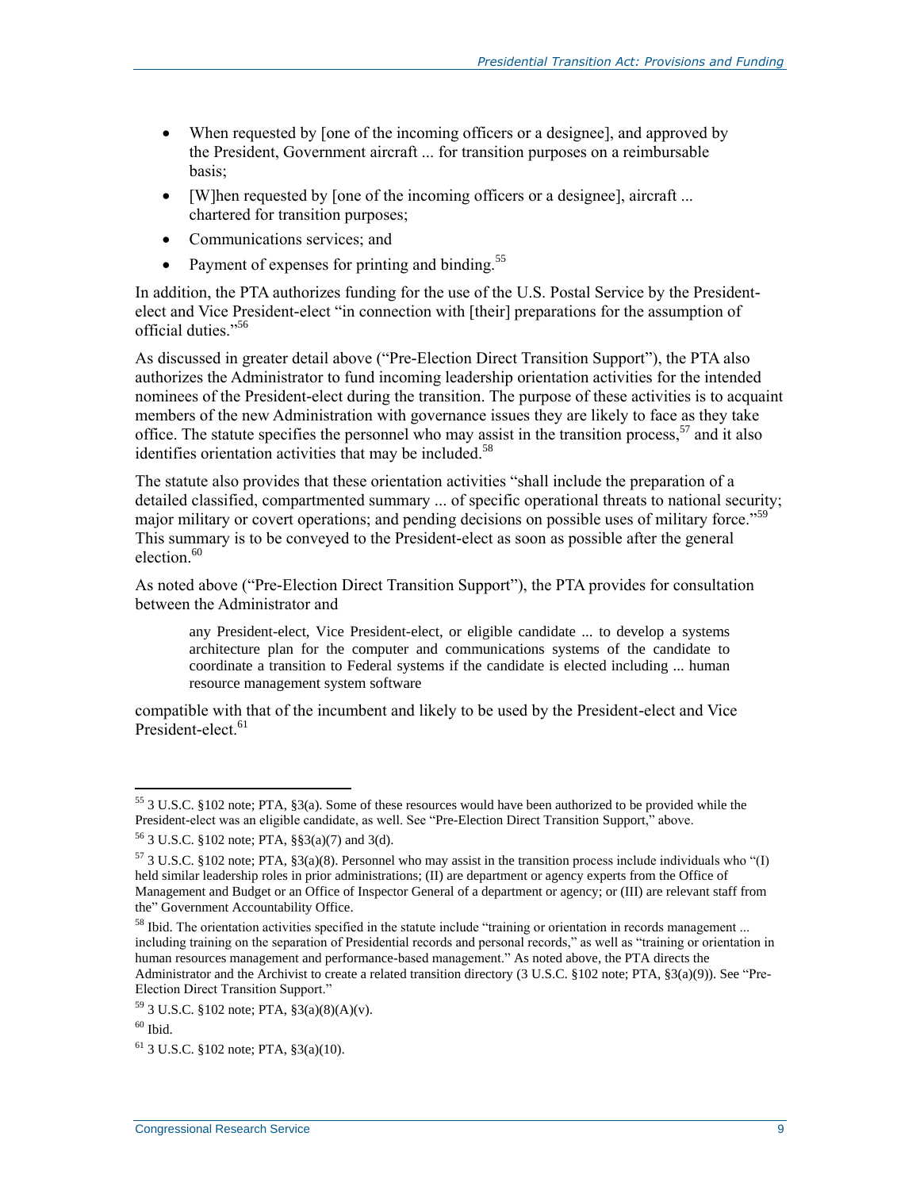- When requested by [one of the incoming officers or a designee], and approved by the President, Government aircraft ... for transition purposes on a reimbursable basis;
- [W]hen requested by [one of the incoming officers or a designee], aircraft ... chartered for transition purposes;
- Communications services; and
- Payment of expenses for printing and binding.[55]

In addition, the PTA authorizes funding for the use of the U.S. Postal Service by the President-elect and Vice President-elect "in connection with [their] preparations for the assumption of official duties."[56]

As discussed in greater detail above ("Pre-Election Direct Transition Support"), the PTA also authorizes the Administrator to fund incoming leadership orientation activities for the intended nominees of the President-elect during the transition. The purpose of these activities is to acquaint members of the new Administration with governance issues they are likely to face as they take office. The statute specifies the personnel who may assist in the transition process,[57] and it also identifies orientation activities that may be included.[58]

The statute also provides that these orientation activities "shall include the preparation of a detailed classified, compartmented summary ... of specific operational threats to national security; major military or covert operations; and pending decisions on possible uses of military force."[59] This summary is to be conveyed to the President-elect as soon as possible after the general election.[60]

As noted above ("Pre-Election Direct Transition Support"), the PTA provides for consultation between the Administrator and

> any President-elect, Vice President-elect, or eligible candidate ... to develop a systems architecture plan for the computer and communications systems of the candidate to coordinate a transition to Federal systems if the candidate is elected including ... human resource management system software

compatible with that of the incumbent and likely to be used by the President-elect and Vice President-elect.[61]

---

[55] 3 U.S.C. §102 note; PTA, §3(a). Some of these resources would have been authorized to be provided while the President-elect was an eligible candidate, as well. See "Pre-Election Direct Transition Support," above.

[56] 3 U.S.C. §102 note; PTA, §§3(a)(7) and 3(d).

[57] 3 U.S.C. §102 note; PTA, §3(a)(8). Personnel who may assist in the transition process include individuals who "(I) held similar leadership roles in prior administrations; (II) are department or agency experts from the Office of Management and Budget or an Office of Inspector General of a department or agency; or (III) are relevant staff from the" Government Accountability Office.

[58] Ibid. The orientation activities specified in the statute include "training or orientation in records management ... including training on the separation of Presidential records and personal records," as well as "training or orientation in human resources management and performance-based management." As noted above, the PTA directs the Administrator and the Archivist to create a related transition directory (3 U.S.C. §102 note; PTA, §3(a)(9)). See "Pre-Election Direct Transition Support."

[59] 3 U.S.C. §102 note; PTA, §3(a)(8)(A)(v).

[60] Ibid.

[61] 3 U.S.C. §102 note; PTA, §3(a)(10).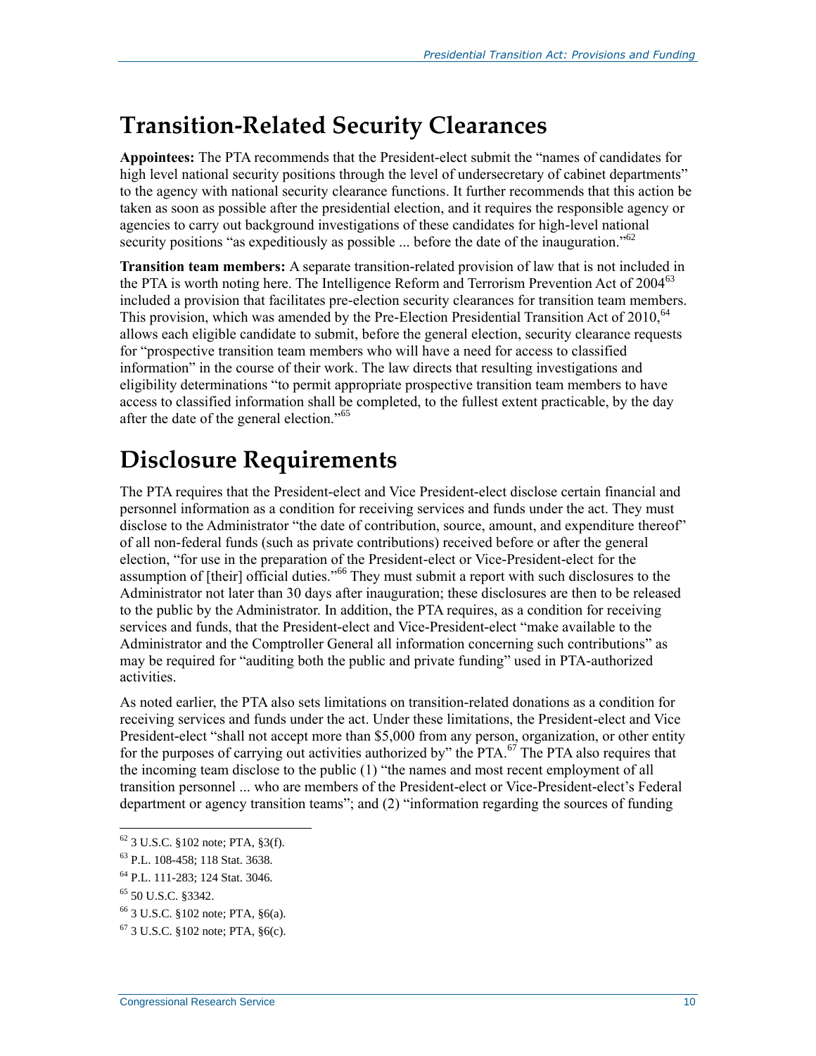## Transition-Related Security Clearances

**Appointees:** The PTA recommends that the President-elect submit the "names of candidates for high level national security positions through the level of undersecretary of cabinet departments" to the agency with national security clearance functions. It further recommends that this action be taken as soon as possible after the presidential election, and it requires the responsible agency or agencies to carry out background investigations of these candidates for high-level national security positions "as expeditiously as possible ... before the date of the inauguration."[62]

**Transition team members:** A separate transition-related provision of law that is not included in the PTA is worth noting here. The Intelligence Reform and Terrorism Prevention Act of 2004[63] included a provision that facilitates pre-election security clearances for transition team members. This provision, which was amended by the Pre-Election Presidential Transition Act of 2010,[64] allows each eligible candidate to submit, before the general election, security clearance requests for "prospective transition team members who will have a need for access to classified information" in the course of their work. The law directs that resulting investigations and eligibility determinations "to permit appropriate prospective transition team members to have access to classified information shall be completed, to the fullest extent practicable, by the day after the date of the general election."[65]

## Disclosure Requirements

The PTA requires that the President-elect and Vice President-elect disclose certain financial and personnel information as a condition for receiving services and funds under the act. They must disclose to the Administrator "the date of contribution, source, amount, and expenditure thereof" of all non-federal funds (such as private contributions) received before or after the general election, "for use in the preparation of the President-elect or Vice-President-elect for the assumption of [their] official duties."[66] They must submit a report with such disclosures to the Administrator not later than 30 days after inauguration; these disclosures are then to be released to the public by the Administrator. In addition, the PTA requires, as a condition for receiving services and funds, that the President-elect and Vice-President-elect "make available to the Administrator and the Comptroller General all information concerning such contributions" as may be required for "auditing both the public and private funding" used in PTA-authorized activities.

As noted earlier, the PTA also sets limitations on transition-related donations as a condition for receiving services and funds under the act. Under these limitations, the President-elect and Vice President-elect "shall not accept more than $5,000 from any person, organization, or other entity for the purposes of carrying out activities authorized by" the PTA.[67] The PTA also requires that the incoming team disclose to the public (1) "the names and most recent employment of all transition personnel ... who are members of the President-elect or Vice-President-elect's Federal department or agency transition teams"; and (2) "information regarding the sources of funding

---

[62] 3 U.S.C. §102 note; PTA, §3(f).

[63] P.L. 108-458; 118 Stat. 3638.

[64] P.L. 111-283; 124 Stat. 3046.

[65] 50 U.S.C. §3342.

[66] 3 U.S.C. §102 note; PTA, §6(a).

[67] 3 U.S.C. §102 note; PTA, §6(c).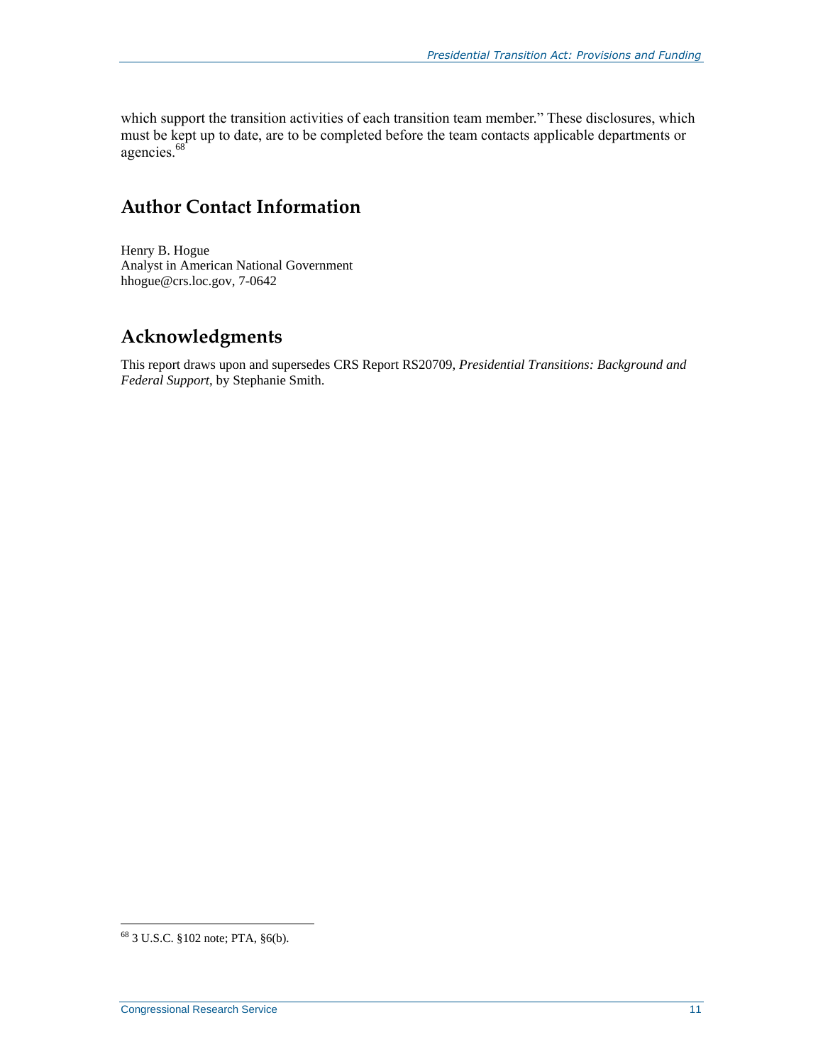which support the transition activities of each transition team member." These disclosures, which must be kept up to date, are to be completed before the team contacts applicable departments or agencies.[68]

## Author Contact Information

Henry B. Hogue
Analyst in American National Government
hhogue@crs.loc.gov, 7-0642

## Acknowledgments

This report draws upon and supersedes CRS Report RS20709, *Presidential Transitions: Background and Federal Support*, by Stephanie Smith.

---

[68] 3 U.S.C. §102 note; PTA, §6(b).